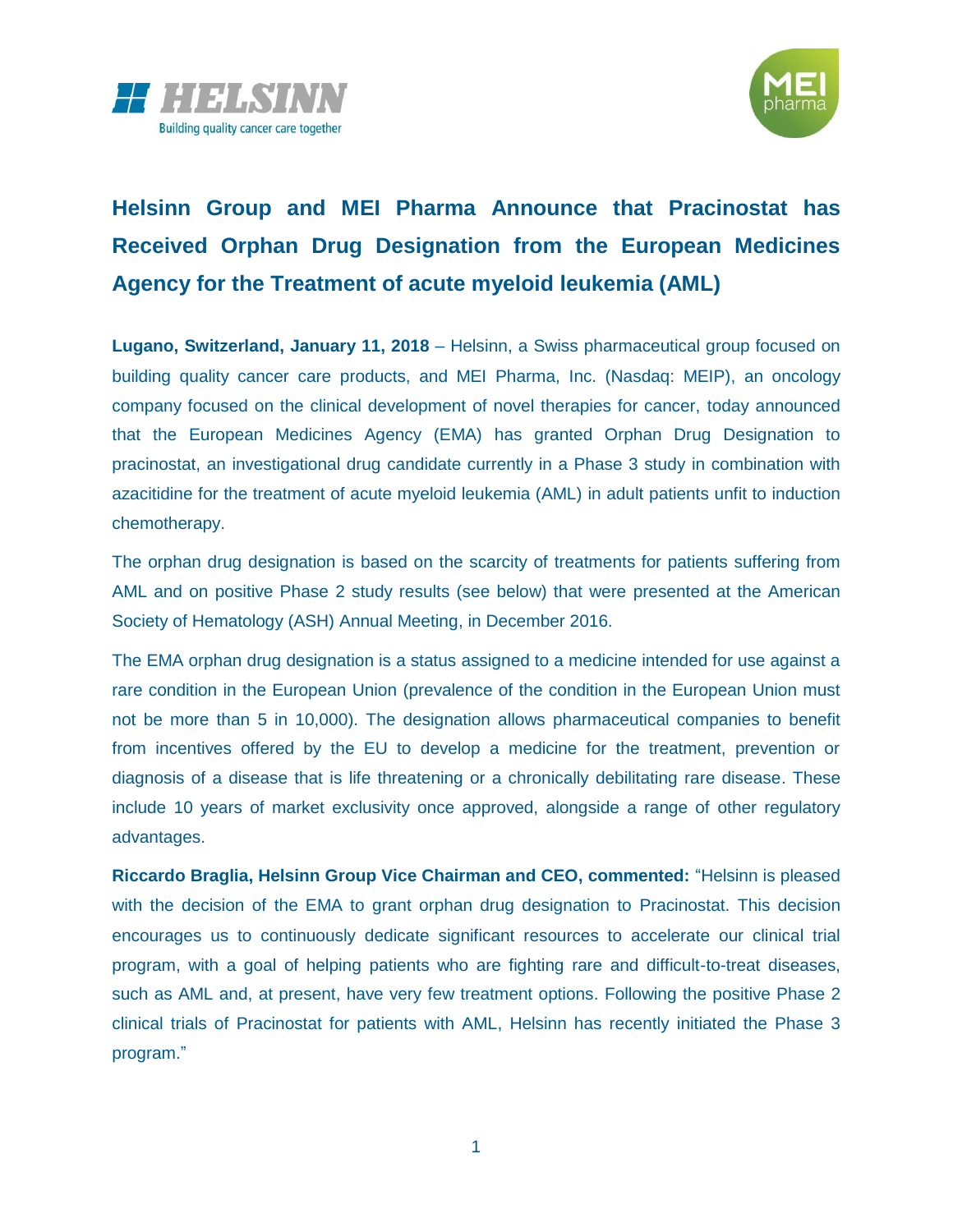# Helsinn Group and MEI Pharma Announce that Pracinostat has Received Orphan Drug Designation from the European Medicines Agency for the Treatment of acute myeloid leukemia (AML)

**Lugano, Switzerland, January 11, 2018** – Helsinn, a Swiss pharmaceutical group focused on building quality cancer care products, and MEI Pharma, Inc. (Nasdaq: MEIP), an oncology company focused on the clinical development of novel therapies for cancer, today announced that the European Medicines Agency (EMA) has granted Orphan Drug Designation to pracinostat, an investigational drug candidate currently in a Phase 3 study in combination with azacitidine for the treatment of acute myeloid leukemia (AML) in adult patients unfit to induction chemotherapy.

The orphan drug designation is based on the scarcity of treatments for patients suffering from AML and on positive Phase 2 study results (see below) that were presented at the American Society of Hematology (ASH) Annual Meeting, in December 2016.

The EMA orphan drug designation is a status assigned to a medicine intended for use against a rare condition in the European Union (prevalence of the condition in the European Union must not be more than 5 in 10,000). The designation allows pharmaceutical companies to benefit from incentives offered by the EU to develop a medicine for the treatment, prevention or diagnosis of a disease that is life threatening or a chronically debilitating rare disease. These include 10 years of market exclusivity once approved, alongside a range of other regulatory advantages.

**Riccardo Braglia, Helsinn Group Vice Chairman and CEO, commented:** "Helsinn is pleased with the decision of the EMA to grant orphan drug designation to Pracinostat. This decision encourages us to continuously dedicate significant resources to accelerate our clinical trial program, with a goal of helping patients who are fighting rare and difficult-to-treat diseases, such as AML and, at present, have very few treatment options. Following the positive Phase 2 clinical trials of Pracinostat for patients with AML, Helsinn has recently initiated the Phase 3 program."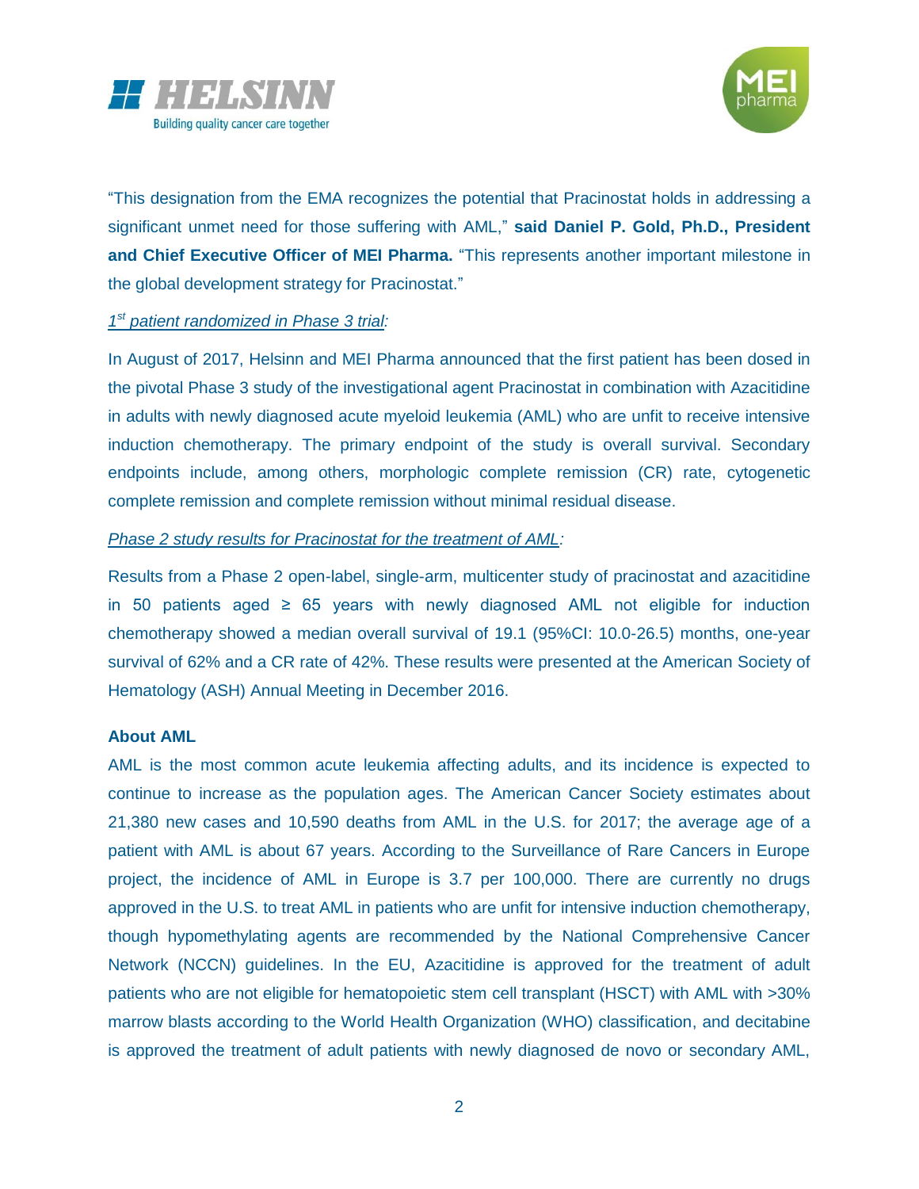“This designation from the EMA recognizes the potential that Pracinostat holds in addressing a significant unmet need for those suffering with AML,” **said Daniel P. Gold, Ph.D., President and Chief Executive Officer of MEI Pharma.** “This represents another important milestone in the global development strategy for Pracinostat.”

*1st patient randomized in Phase 3 trial:*

In August of 2017, Helsinn and MEI Pharma announced that the first patient has been dosed in the pivotal Phase 3 study of the investigational agent Pracinostat in combination with Azacitidine in adults with newly diagnosed acute myeloid leukemia (AML) who are unfit to receive intensive induction chemotherapy. The primary endpoint of the study is overall survival. Secondary endpoints include, among others, morphologic complete remission (CR) rate, cytogenetic complete remission and complete remission without minimal residual disease.

*Phase 2 study results for Pracinostat for the treatment of AML:*

Results from a Phase 2 open-label, single-arm, multicenter study of pracinostat and azacitidine in 50 patients aged ≥ 65 years with newly diagnosed AML not eligible for induction chemotherapy showed a median overall survival of 19.1 (95%CI: 10.0-26.5) months, one-year survival of 62% and a CR rate of 42%. These results were presented at the American Society of Hematology (ASH) Annual Meeting in December 2016.

**About AML**

AML is the most common acute leukemia affecting adults, and its incidence is expected to continue to increase as the population ages. The American Cancer Society estimates about 21,380 new cases and 10,590 deaths from AML in the U.S. for 2017; the average age of a patient with AML is about 67 years. According to the Surveillance of Rare Cancers in Europe project, the incidence of AML in Europe is 3.7 per 100,000. There are currently no drugs approved in the U.S. to treat AML in patients who are unfit for intensive induction chemotherapy, though hypomethylating agents are recommended by the National Comprehensive Cancer Network (NCCN) guidelines. In the EU, Azacitidine is approved for the treatment of adult patients who are not eligible for hematopoietic stem cell transplant (HSCT) with AML with >30% marrow blasts according to the World Health Organization (WHO) classification, and decitabine is approved the treatment of adult patients with newly diagnosed de novo or secondary AML,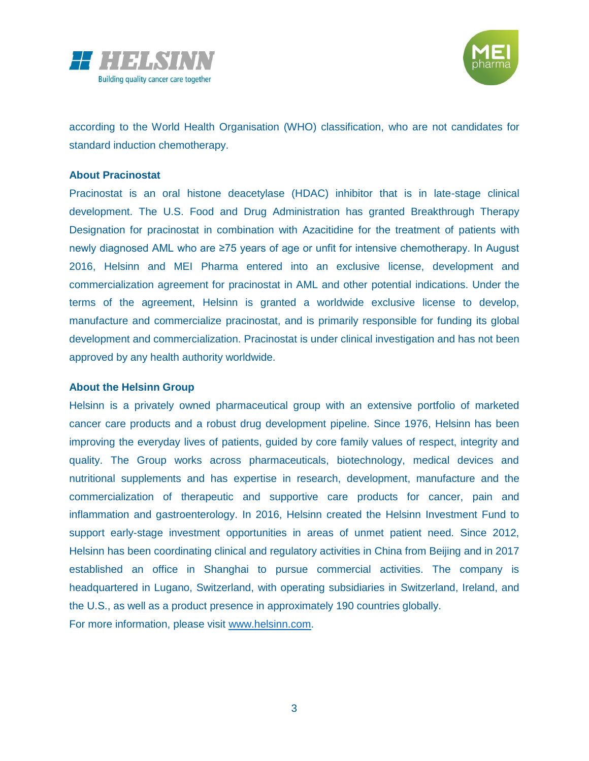according to the World Health Organisation (WHO) classification, who are not candidates for standard induction chemotherapy.

**About Pracinostat**

Pracinostat is an oral histone deacetylase (HDAC) inhibitor that is in late-stage clinical development. The U.S. Food and Drug Administration has granted Breakthrough Therapy Designation for pracinostat in combination with Azacitidine for the treatment of patients with newly diagnosed AML who are ≥75 years of age or unfit for intensive chemotherapy. In August 2016, Helsinn and MEI Pharma entered into an exclusive license, development and commercialization agreement for pracinostat in AML and other potential indications. Under the terms of the agreement, Helsinn is granted a worldwide exclusive license to develop, manufacture and commercialize pracinostat, and is primarily responsible for funding its global development and commercialization. Pracinostat is under clinical investigation and has not been approved by any health authority worldwide.

**About the Helsinn Group**

Helsinn is a privately owned pharmaceutical group with an extensive portfolio of marketed cancer care products and a robust drug development pipeline. Since 1976, Helsinn has been improving the everyday lives of patients, guided by core family values of respect, integrity and quality. The Group works across pharmaceuticals, biotechnology, medical devices and nutritional supplements and has expertise in research, development, manufacture and the commercialization of therapeutic and supportive care products for cancer, pain and inflammation and gastroenterology. In 2016, Helsinn created the Helsinn Investment Fund to support early-stage investment opportunities in areas of unmet patient need. Since 2012, Helsinn has been coordinating clinical and regulatory activities in China from Beijing and in 2017 established an office in Shanghai to pursue commercial activities. The company is headquartered in Lugano, Switzerland, with operating subsidiaries in Switzerland, Ireland, and the U.S., as well as a product presence in approximately 190 countries globally.

For more information, please visit www.helsinn.com.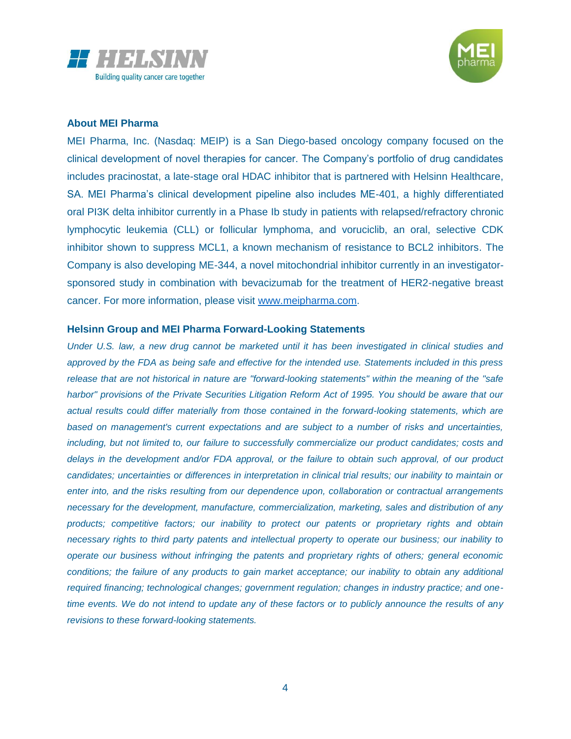## About MEI Pharma

MEI Pharma, Inc. (Nasdaq: MEIP) is a San Diego-based oncology company focused on the clinical development of novel therapies for cancer. The Company's portfolio of drug candidates includes pracinostat, a late-stage oral HDAC inhibitor that is partnered with Helsinn Healthcare, SA. MEI Pharma's clinical development pipeline also includes ME-401, a highly differentiated oral PI3K delta inhibitor currently in a Phase Ib study in patients with relapsed/refractory chronic lymphocytic leukemia (CLL) or follicular lymphoma, and voruciclib, an oral, selective CDK inhibitor shown to suppress MCL1, a known mechanism of resistance to BCL2 inhibitors. The Company is also developing ME-344, a novel mitochondrial inhibitor currently in an investigator-sponsored study in combination with bevacizumab for the treatment of HER2-negative breast cancer. For more information, please visit www.meipharma.com.

## Helsinn Group and MEI Pharma Forward-Looking Statements

*Under U.S. law, a new drug cannot be marketed until it has been investigated in clinical studies and approved by the FDA as being safe and effective for the intended use. Statements included in this press release that are not historical in nature are "forward-looking statements" within the meaning of the "safe harbor" provisions of the Private Securities Litigation Reform Act of 1995. You should be aware that our actual results could differ materially from those contained in the forward-looking statements, which are based on management's current expectations and are subject to a number of risks and uncertainties, including, but not limited to, our failure to successfully commercialize our product candidates; costs and delays in the development and/or FDA approval, or the failure to obtain such approval, of our product candidates; uncertainties or differences in interpretation in clinical trial results; our inability to maintain or enter into, and the risks resulting from our dependence upon, collaboration or contractual arrangements necessary for the development, manufacture, commercialization, marketing, sales and distribution of any products; competitive factors; our inability to protect our patents or proprietary rights and obtain necessary rights to third party patents and intellectual property to operate our business; our inability to operate our business without infringing the patents and proprietary rights of others; general economic conditions; the failure of any products to gain market acceptance; our inability to obtain any additional required financing; technological changes; government regulation; changes in industry practice; and one-time events. We do not intend to update any of these factors or to publicly announce the results of any revisions to these forward-looking statements.*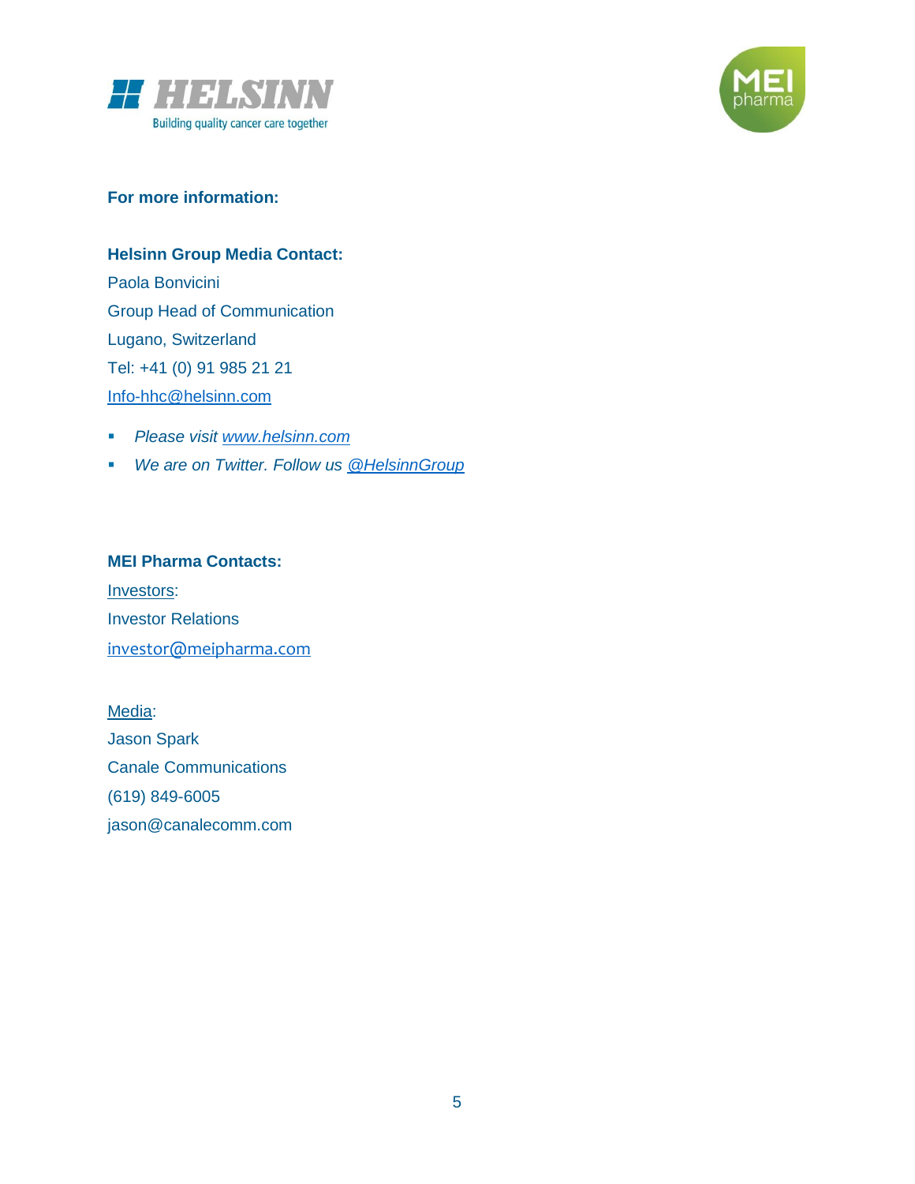**For more information:**

**Helsinn Group Media Contact:**

Paola Bonvicini
Group Head of Communication
Lugano, Switzerland
Tel: +41 (0) 91 985 21 21
Info-hhc@helsinn.com

- *Please visit www.helsinn.com*
- *We are on Twitter. Follow us @HelsinnGroup*

**MEI Pharma Contacts:**

Investors:
Investor Relations
investor@meipharma.com

Media:
Jason Spark
Canale Communications
(619) 849-6005
jason@canalecomm.com